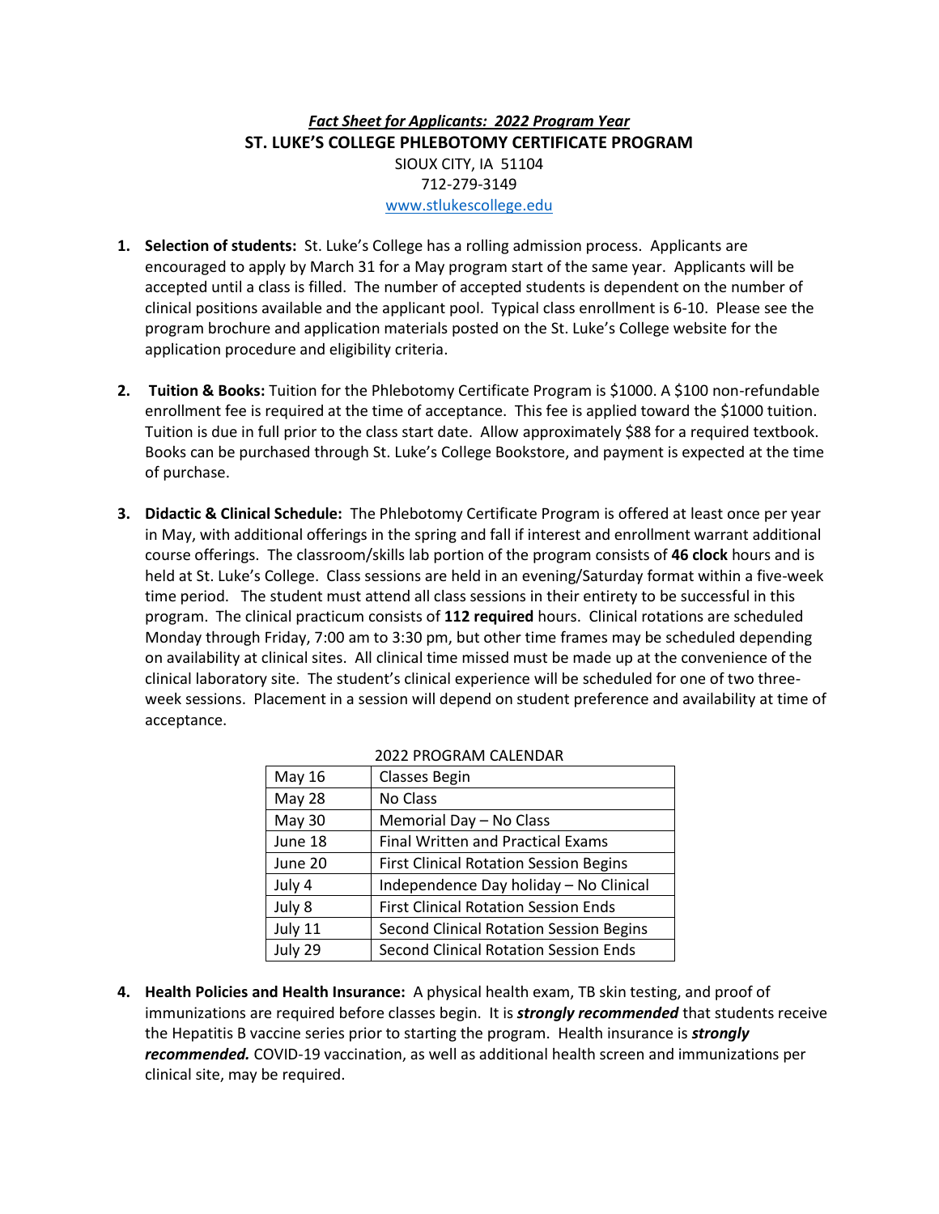# *Fact Sheet for Applicants: 2022 Program Year*

## ST. LUKE'S COLLEGE PHLEBOTOMY CERTIFICATE PROGRAM

SIOUX CITY, IA 51104
712-279-3149
www.stlukescollege.edu

1. **Selection of students:** St. Luke's College has a rolling admission process. Applicants are encouraged to apply by March 31 for a May program start of the same year. Applicants will be accepted until a class is filled. The number of accepted students is dependent on the number of clinical positions available and the applicant pool. Typical class enrollment is 6-10. Please see the program brochure and application materials posted on the St. Luke's College website for the application procedure and eligibility criteria.

2. **Tuition & Books:** Tuition for the Phlebotomy Certificate Program is $1000. A $100 non-refundable enrollment fee is required at the time of acceptance. This fee is applied toward the $1000 tuition. Tuition is due in full prior to the class start date. Allow approximately $88 for a required textbook. Books can be purchased through St. Luke's College Bookstore, and payment is expected at the time of purchase.

3. **Didactic & Clinical Schedule:** The Phlebotomy Certificate Program is offered at least once per year in May, with additional offerings in the spring and fall if interest and enrollment warrant additional course offerings. The classroom/skills lab portion of the program consists of **46 clock** hours and is held at St. Luke's College. Class sessions are held in an evening/Saturday format within a five-week time period. The student must attend all class sessions in their entirety to be successful in this program. The clinical practicum consists of **112 required** hours. Clinical rotations are scheduled Monday through Friday, 7:00 am to 3:30 pm, but other time frames may be scheduled depending on availability at clinical sites. All clinical time missed must be made up at the convenience of the clinical laboratory site. The student's clinical experience will be scheduled for one of two three-week sessions. Placement in a session will depend on student preference and availability at time of acceptance.

2022 PROGRAM CALENDAR

| Date | Event |
|---|---|
| May 16 | Classes Begin |
| May 28 | No Class |
| May 30 | Memorial Day – No Class |
| June 18 | Final Written and Practical Exams |
| June 20 | First Clinical Rotation Session Begins |
| July 4 | Independence Day holiday – No Clinical |
| July 8 | First Clinical Rotation Session Ends |
| July 11 | Second Clinical Rotation Session Begins |
| July 29 | Second Clinical Rotation Session Ends |

4. **Health Policies and Health Insurance:** A physical health exam, TB skin testing, and proof of immunizations are required before classes begin. It is ***strongly recommended*** that students receive the Hepatitis B vaccine series prior to starting the program. Health insurance is ***strongly recommended.*** COVID-19 vaccination, as well as additional health screen and immunizations per clinical site, may be required.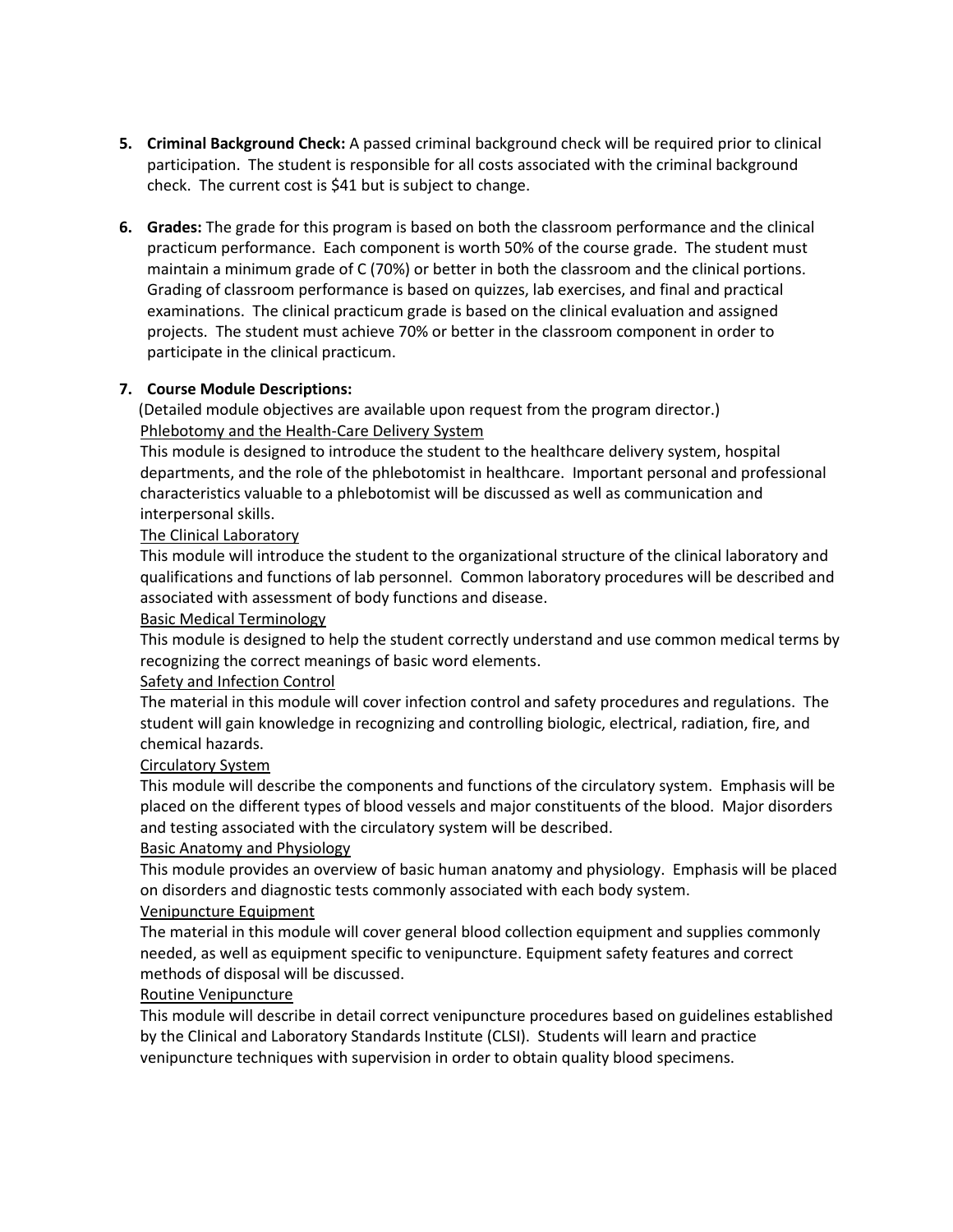5. **Criminal Background Check:** A passed criminal background check will be required prior to clinical participation. The student is responsible for all costs associated with the criminal background check. The current cost is $41 but is subject to change.

6. **Grades:** The grade for this program is based on both the classroom performance and the clinical practicum performance. Each component is worth 50% of the course grade. The student must maintain a minimum grade of C (70%) or better in both the classroom and the clinical portions. Grading of classroom performance is based on quizzes, lab exercises, and final and practical examinations. The clinical practicum grade is based on the clinical evaluation and assigned projects. The student must achieve 70% or better in the classroom component in order to participate in the clinical practicum.

7. **Course Module Descriptions:**

(Detailed module objectives are available upon request from the program director.)

<u>Phlebotomy and the Health-Care Delivery System</u>

This module is designed to introduce the student to the healthcare delivery system, hospital departments, and the role of the phlebotomist in healthcare. Important personal and professional characteristics valuable to a phlebotomist will be discussed as well as communication and interpersonal skills.

<u>The Clinical Laboratory</u>

This module will introduce the student to the organizational structure of the clinical laboratory and qualifications and functions of lab personnel. Common laboratory procedures will be described and associated with assessment of body functions and disease.

<u>Basic Medical Terminology</u>

This module is designed to help the student correctly understand and use common medical terms by recognizing the correct meanings of basic word elements.

<u>Safety and Infection Control</u>

The material in this module will cover infection control and safety procedures and regulations. The student will gain knowledge in recognizing and controlling biologic, electrical, radiation, fire, and chemical hazards.

<u>Circulatory System</u>

This module will describe the components and functions of the circulatory system. Emphasis will be placed on the different types of blood vessels and major constituents of the blood. Major disorders and testing associated with the circulatory system will be described.

<u>Basic Anatomy and Physiology</u>

This module provides an overview of basic human anatomy and physiology. Emphasis will be placed on disorders and diagnostic tests commonly associated with each body system.

<u>Venipuncture Equipment</u>

The material in this module will cover general blood collection equipment and supplies commonly needed, as well as equipment specific to venipuncture. Equipment safety features and correct methods of disposal will be discussed.

<u>Routine Venipuncture</u>

This module will describe in detail correct venipuncture procedures based on guidelines established by the Clinical and Laboratory Standards Institute (CLSI). Students will learn and practice venipuncture techniques with supervision in order to obtain quality blood specimens.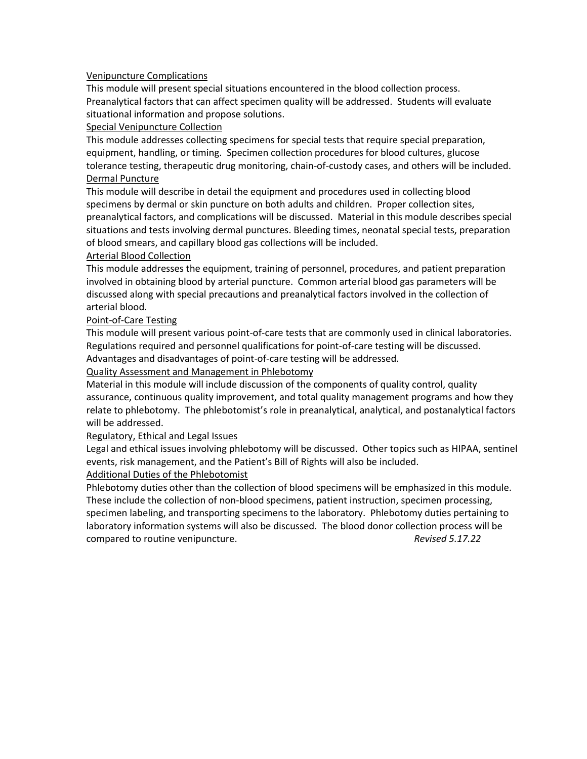Venipuncture Complications

This module will present special situations encountered in the blood collection process. Preanalytical factors that can affect specimen quality will be addressed. Students will evaluate situational information and propose solutions.

Special Venipuncture Collection

This module addresses collecting specimens for special tests that require special preparation, equipment, handling, or timing. Specimen collection procedures for blood cultures, glucose tolerance testing, therapeutic drug monitoring, chain-of-custody cases, and others will be included.

Dermal Puncture

This module will describe in detail the equipment and procedures used in collecting blood specimens by dermal or skin puncture on both adults and children. Proper collection sites, preanalytical factors, and complications will be discussed. Material in this module describes special situations and tests involving dermal punctures. Bleeding times, neonatal special tests, preparation of blood smears, and capillary blood gas collections will be included.

Arterial Blood Collection

This module addresses the equipment, training of personnel, procedures, and patient preparation involved in obtaining blood by arterial puncture. Common arterial blood gas parameters will be discussed along with special precautions and preanalytical factors involved in the collection of arterial blood.

Point-of-Care Testing

This module will present various point-of-care tests that are commonly used in clinical laboratories. Regulations required and personnel qualifications for point-of-care testing will be discussed. Advantages and disadvantages of point-of-care testing will be addressed.

Quality Assessment and Management in Phlebotomy

Material in this module will include discussion of the components of quality control, quality assurance, continuous quality improvement, and total quality management programs and how they relate to phlebotomy. The phlebotomist's role in preanalytical, analytical, and postanalytical factors will be addressed.

Regulatory, Ethical and Legal Issues

Legal and ethical issues involving phlebotomy will be discussed. Other topics such as HIPAA, sentinel events, risk management, and the Patient's Bill of Rights will also be included.

Additional Duties of the Phlebotomist

Phlebotomy duties other than the collection of blood specimens will be emphasized in this module. These include the collection of non-blood specimens, patient instruction, specimen processing, specimen labeling, and transporting specimens to the laboratory. Phlebotomy duties pertaining to laboratory information systems will also be discussed. The blood donor collection process will be compared to routine venipuncture.

*Revised 5.17.22*